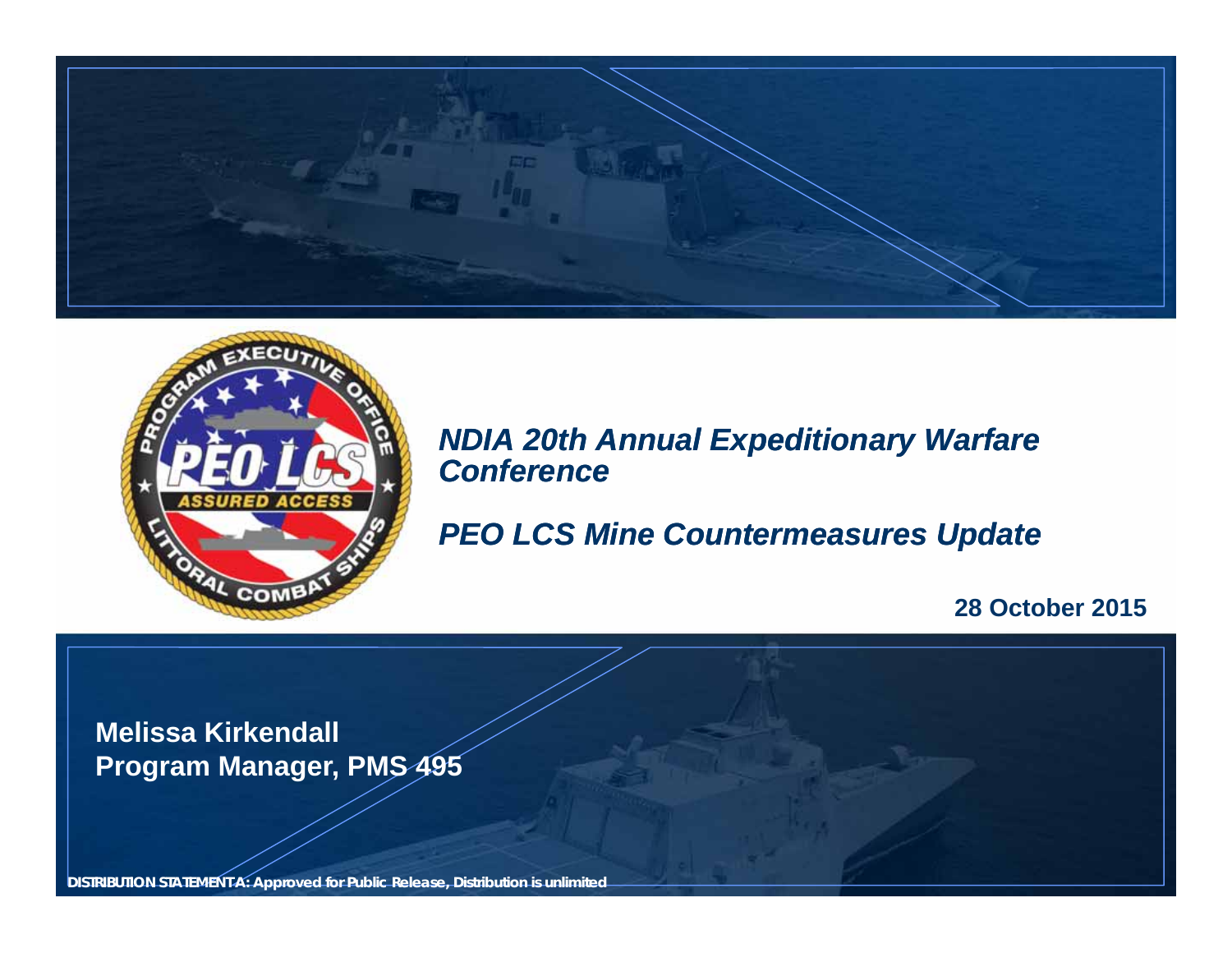# NDIA 20th Annual Expeditionary Warfare Conference

## PEO LCS Mine Countermeasures Update

**28 October 2015**

**Melissa Kirkendall**
**Program Manager, PMS 495**

DISTRIBUTION STATEMENT A: Approved for Public Release, Distribution is unlimited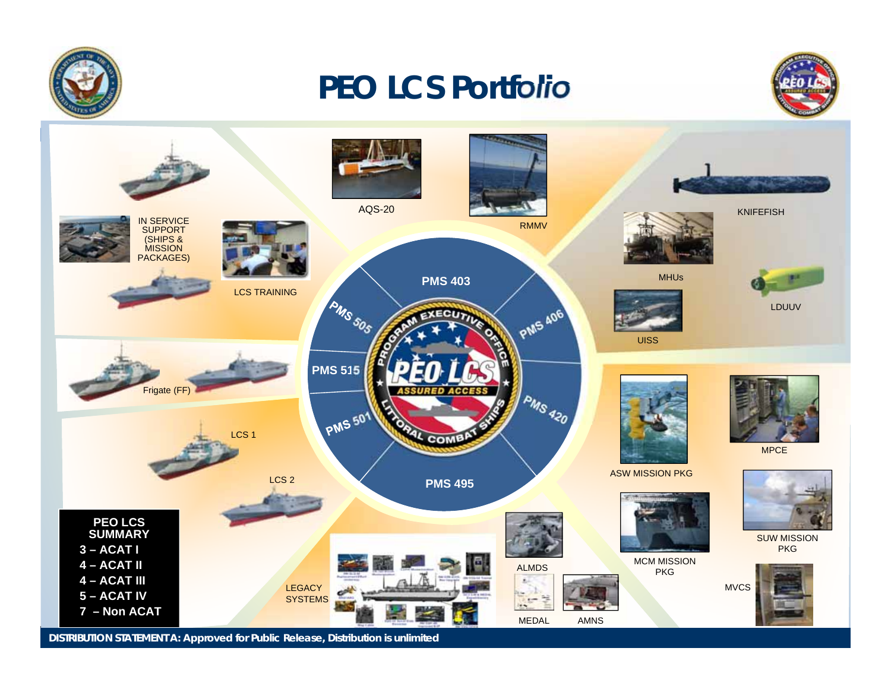# PEO LCS Portfolio

IN SERVICE SUPPORT (SHIPS & MISSION PACKAGES)

LCS TRAINING

AQS-20

RMMV

KNIFEFISH

MHUs

LDUUV

UISS

PMS 403

PMS 505

PMS 406

PMS 515

PMS 501

PMS 420

PMS 495

Frigate (FF)

LCS 1

LCS 2

ASW MISSION PKG

MPCE

SUW MISSION PKG

MCM MISSION PKG

MVCS

ALMDS

MEDAL

AMNS

LEGACY SYSTEMS

**PEO LCS SUMMARY**

- **3 – ACAT I**
- **4 – ACAT II**
- **4 – ACAT III**
- **5 – ACAT IV**
- **7 – Non ACAT**

**DISTRIBUTION STATEMENT A: Approved for Public Release, Distribution is unlimited**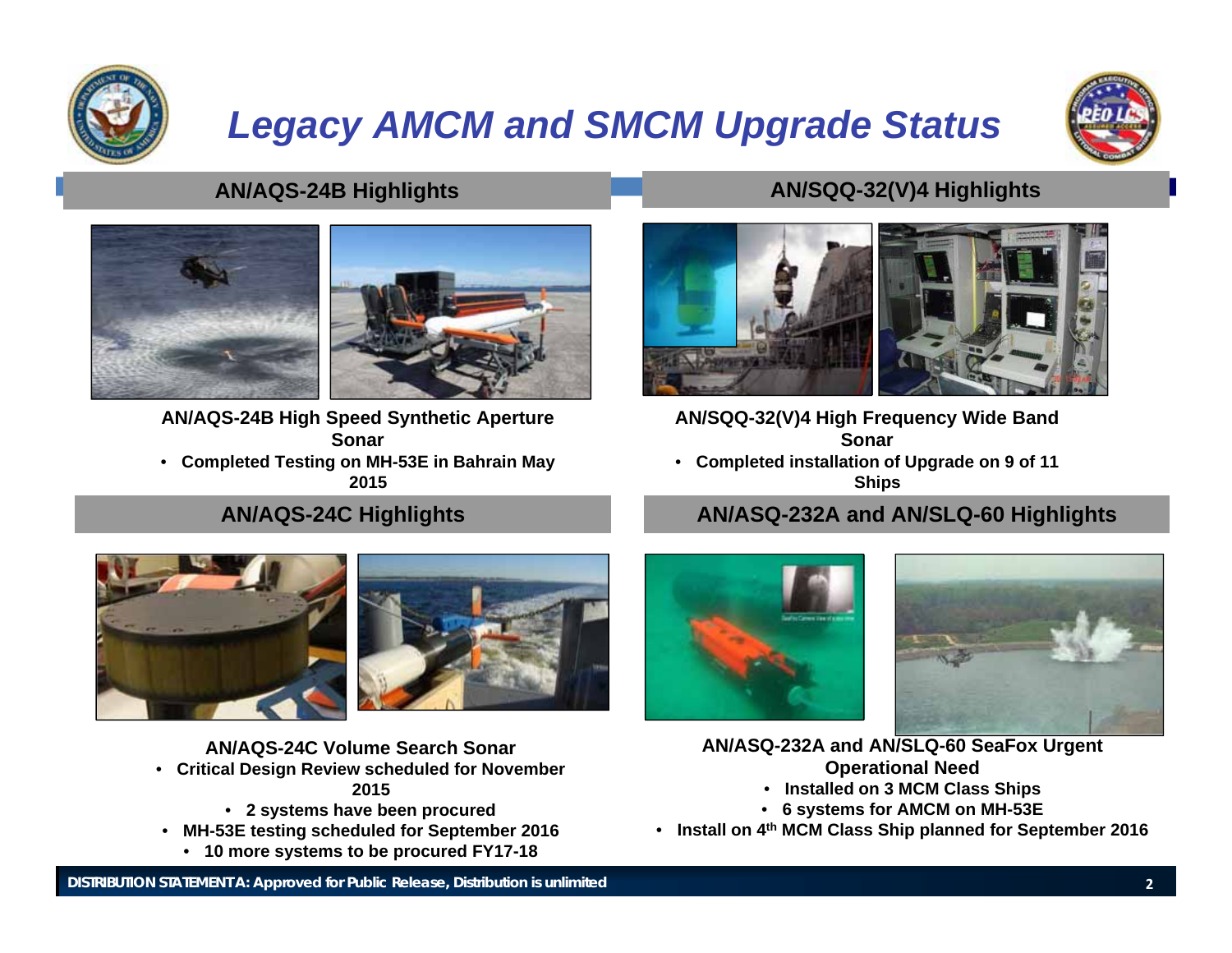# *Legacy AMCM and SMCM Upgrade Status*

## AN/AQS-24B Highlights

**AN/AQS-24B High Speed Synthetic Aperture Sonar**

- **Completed Testing on MH-53E in Bahrain May 2015**

## AN/SQQ-32(V)4 Highlights

**AN/SQQ-32(V)4 High Frequency Wide Band Sonar**

- **Completed installation of Upgrade on 9 of 11 Ships**

## AN/AQS-24C Highlights

**AN/AQS-24C Volume Search Sonar**

- **Critical Design Review scheduled for November 2015**
  - **2 systems have been procured**
- **MH-53E testing scheduled for September 2016**
  - **10 more systems to be procured FY17-18**

## AN/ASQ-232A and AN/SLQ-60 Highlights

**AN/ASQ-232A and AN/SLQ-60 SeaFox Urgent Operational Need**

- **Installed on 3 MCM Class Ships**
- **6 systems for AMCM on MH-53E**
- **Install on 4th MCM Class Ship planned for September 2016**

**DISTRIBUTION STATEMENT A: Approved for Public Release, Distribution is unlimited**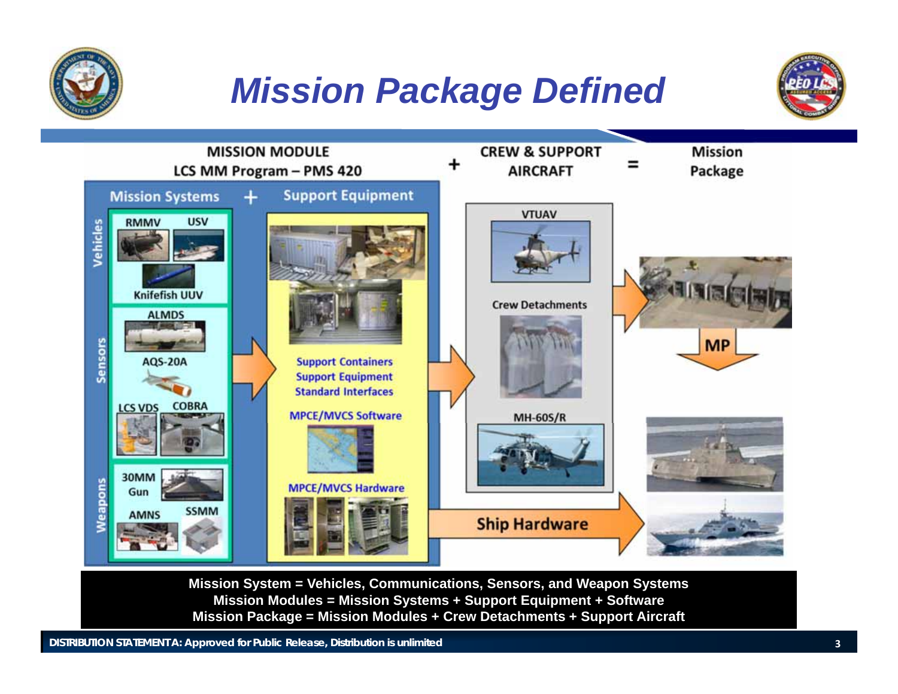# Mission Package Defined

**MISSION MODULE**
**LCS MM Program – PMS 420** + **CREW & SUPPORT AIRCRAFT** = **Mission Package**

**Mission Systems** + **Support Equipment**

**Vehicles**
- RMMV
- USV
- Knifefish UUV

**Sensors**
- ALMDS
- AQS-20A
- LCS VDS
- COBRA

**Weapons**
- 30MM Gun
- AMNS
- SSMM

**Support Equipment**
- Support Containers
- Support Equipment
- Standard Interfaces
- MPCE/MVCS Software
- MPCE/MVCS Hardware

**Crew & Support Aircraft**
- VTUAV
- Crew Detachments
- MH-60S/R

**Ship Hardware**

**MP**

**Mission System = Vehicles, Communications, Sensors, and Weapon Systems**
**Mission Modules = Mission Systems + Support Equipment + Software**
**Mission Package = Mission Modules + Crew Detachments + Support Aircraft**

**DISTRIBUTION STATEMENT A: Approved for Public Release, Distribution is unlimited**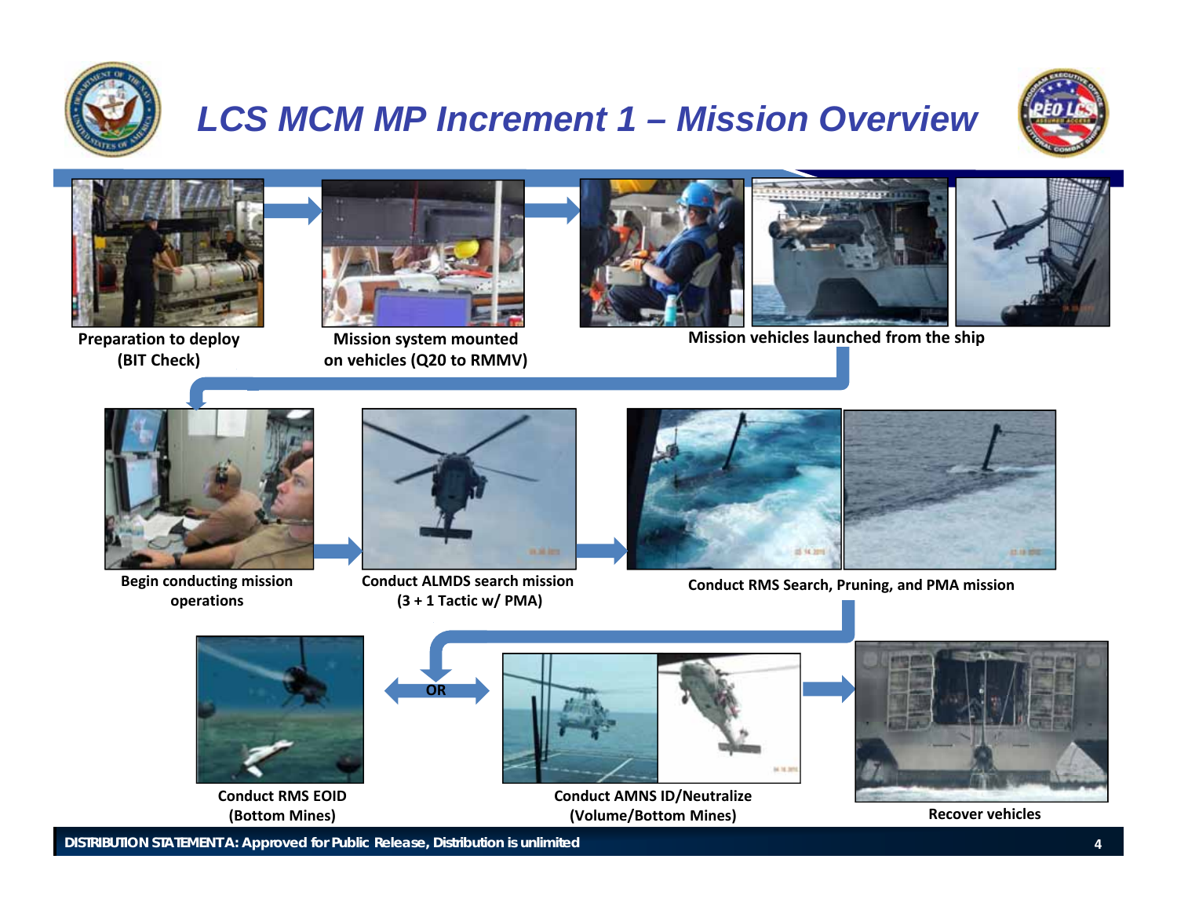# LCS MCM MP Increment 1 – Mission Overview

Preparation to deploy (BIT Check)

Mission system mounted on vehicles (Q20 to RMMV)

Mission vehicles launched from the ship

Begin conducting mission operations

Conduct ALMDS search mission (3 + 1 Tactic w/ PMA)

Conduct RMS Search, Pruning, and PMA mission

Conduct RMS EOID (Bottom Mines)

OR

Conduct AMNS ID/Neutralize (Volume/Bottom Mines)

Recover vehicles

DISTRIBUTION STATEMENT A: Approved for Public Release, Distribution is unlimited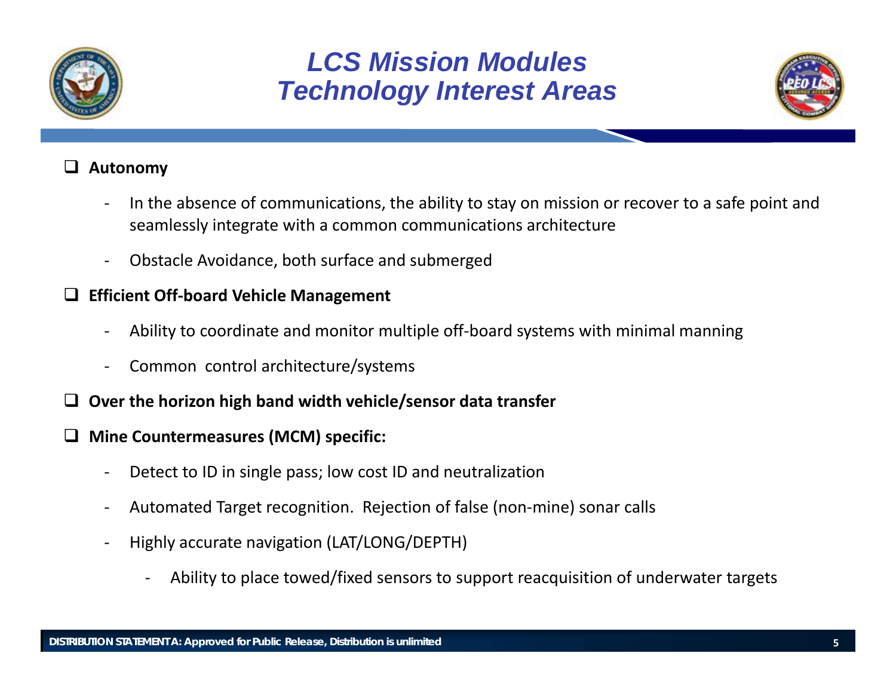# LCS Mission Modules Technology Interest Areas

- **Autonomy**
  - In the absence of communications, the ability to stay on mission or recover to a safe point and seamlessly integrate with a common communications architecture
  - Obstacle Avoidance, both surface and submerged
- **Efficient Off-board Vehicle Management**
  - Ability to coordinate and monitor multiple off-board systems with minimal manning
  - Common control architecture/systems
- **Over the horizon high band width vehicle/sensor data transfer**
- **Mine Countermeasures (MCM) specific:**
  - Detect to ID in single pass; low cost ID and neutralization
  - Automated Target recognition. Rejection of false (non-mine) sonar calls
  - Highly accurate navigation (LAT/LONG/DEPTH)
    - Ability to place towed/fixed sensors to support reacquisition of underwater targets

**DISTRIBUTION STATEMENT A: Approved for Public Release, Distribution is unlimited**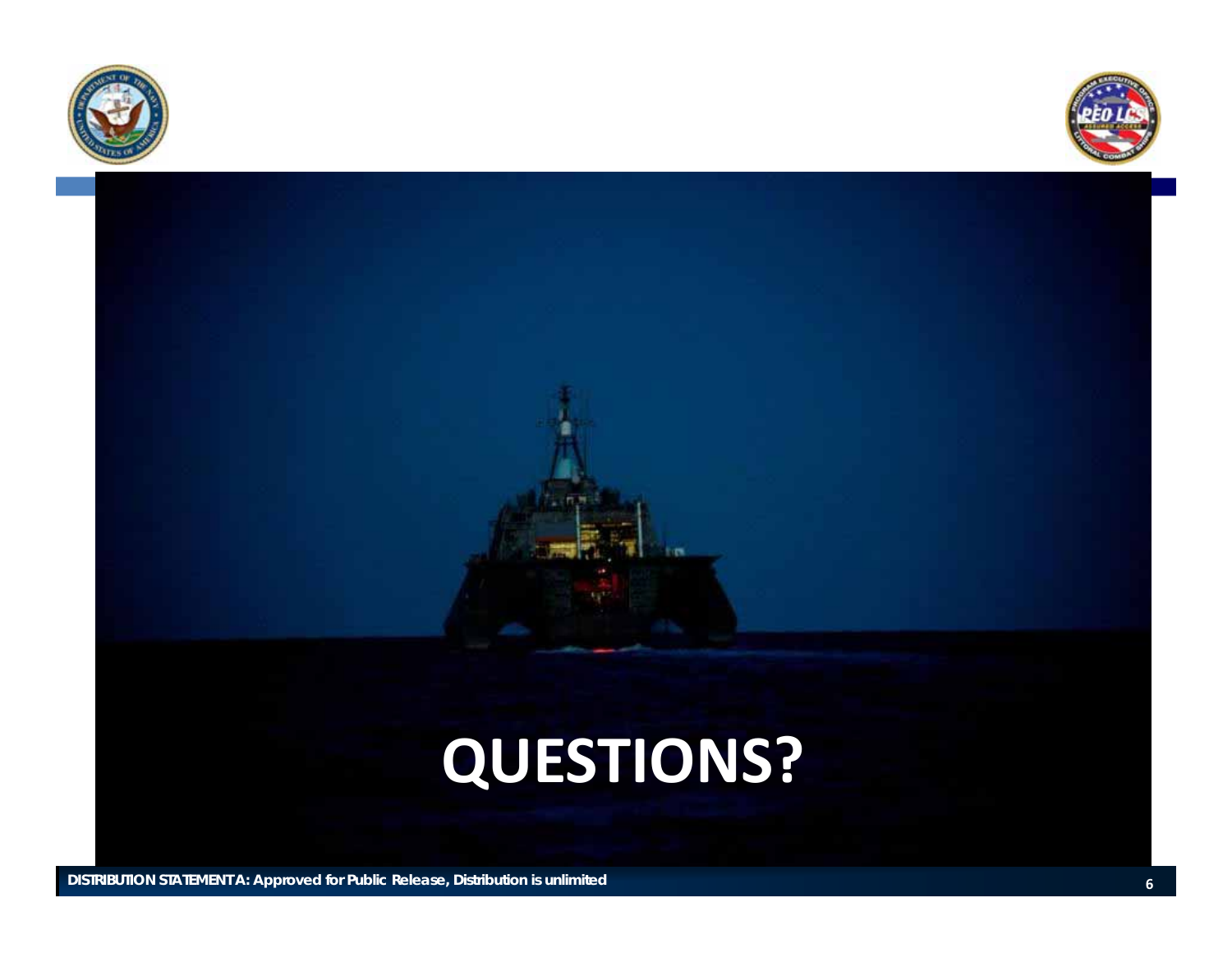# QUESTIONS?

DISTRIBUTION STATEMENT A: Approved for Public Release, Distribution is unlimited